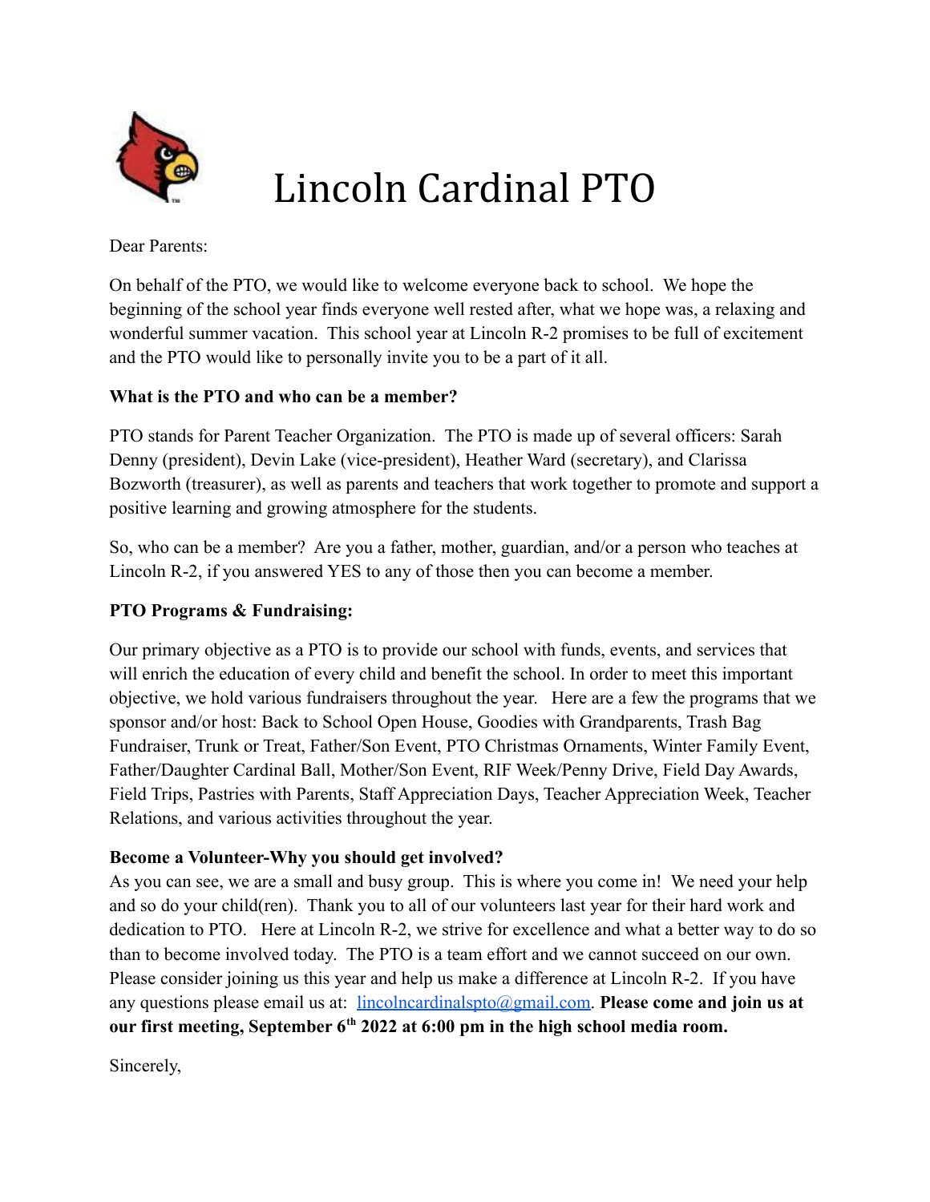# Lincoln Cardinal PTO

Dear Parents:

On behalf of the PTO, we would like to welcome everyone back to school. We hope the beginning of the school year finds everyone well rested after, what we hope was, a relaxing and wonderful summer vacation. This school year at Lincoln R-2 promises to be full of excitement and the PTO would like to personally invite you to be a part of it all.

**What is the PTO and who can be a member?**

PTO stands for Parent Teacher Organization. The PTO is made up of several officers: Sarah Denny (president), Devin Lake (vice-president), Heather Ward (secretary), and Clarissa Bozworth (treasurer), as well as parents and teachers that work together to promote and support a positive learning and growing atmosphere for the students.

So, who can be a member? Are you a father, mother, guardian, and/or a person who teaches at Lincoln R-2, if you answered YES to any of those then you can become a member.

**PTO Programs & Fundraising:**

Our primary objective as a PTO is to provide our school with funds, events, and services that will enrich the education of every child and benefit the school. In order to meet this important objective, we hold various fundraisers throughout the year. Here are a few the programs that we sponsor and/or host: Back to School Open House, Goodies with Grandparents, Trash Bag Fundraiser, Trunk or Treat, Father/Son Event, PTO Christmas Ornaments, Winter Family Event, Father/Daughter Cardinal Ball, Mother/Son Event, RIF Week/Penny Drive, Field Day Awards, Field Trips, Pastries with Parents, Staff Appreciation Days, Teacher Appreciation Week, Teacher Relations, and various activities throughout the year.

**Become a Volunteer-Why you should get involved?**

As you can see, we are a small and busy group. This is where you come in! We need your help and so do your child(ren). Thank you to all of our volunteers last year for their hard work and dedication to PTO. Here at Lincoln R-2, we strive for excellence and what a better way to do so than to become involved today. The PTO is a team effort and we cannot succeed on our own. Please consider joining us this year and help us make a difference at Lincoln R-2. If you have any questions please email us at: lincolncardinalspto@gmail.com. **Please come and join us at our first meeting, September 6th 2022 at 6:00 pm in the high school media room.**

Sincerely,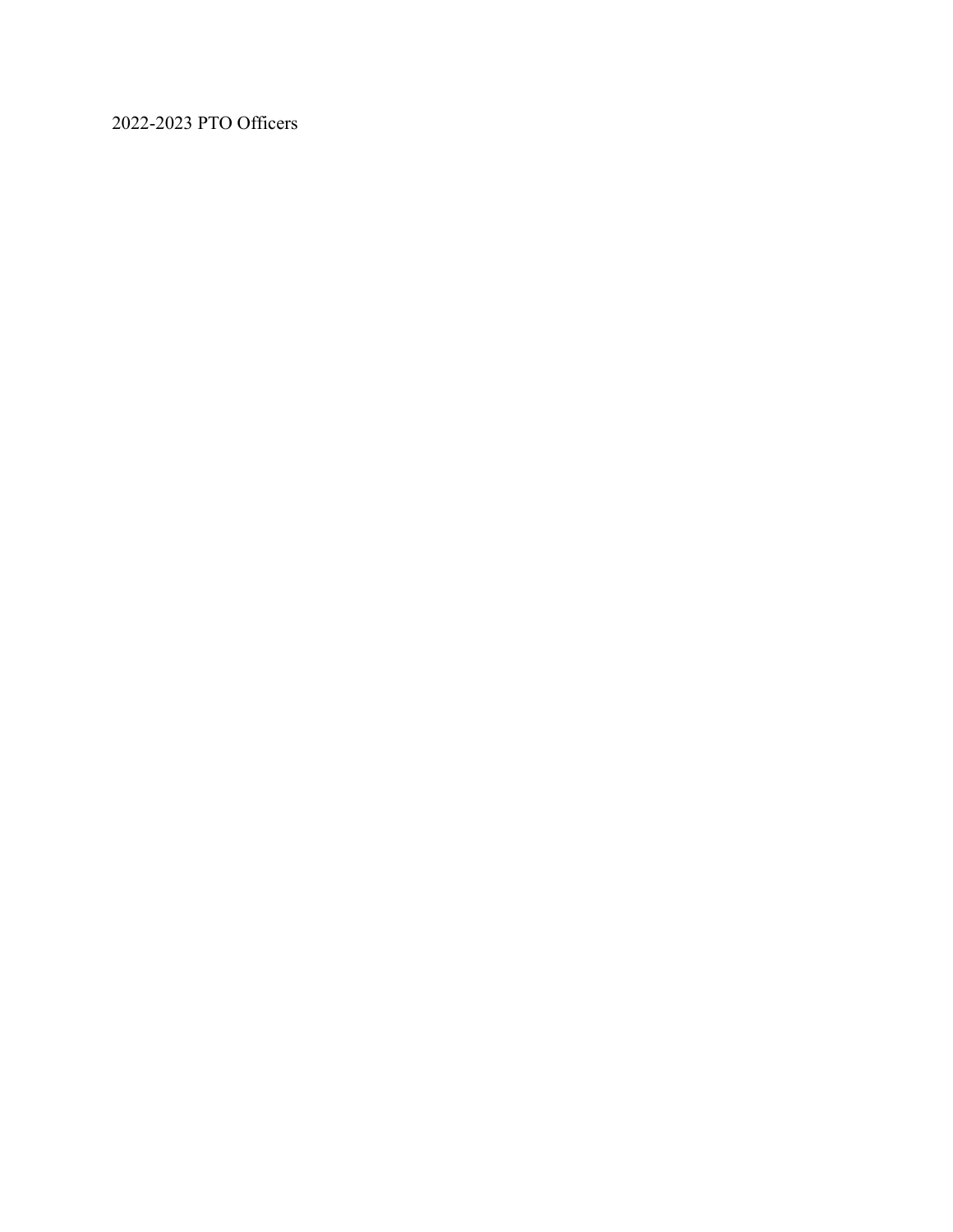2022-2023 PTO Officers